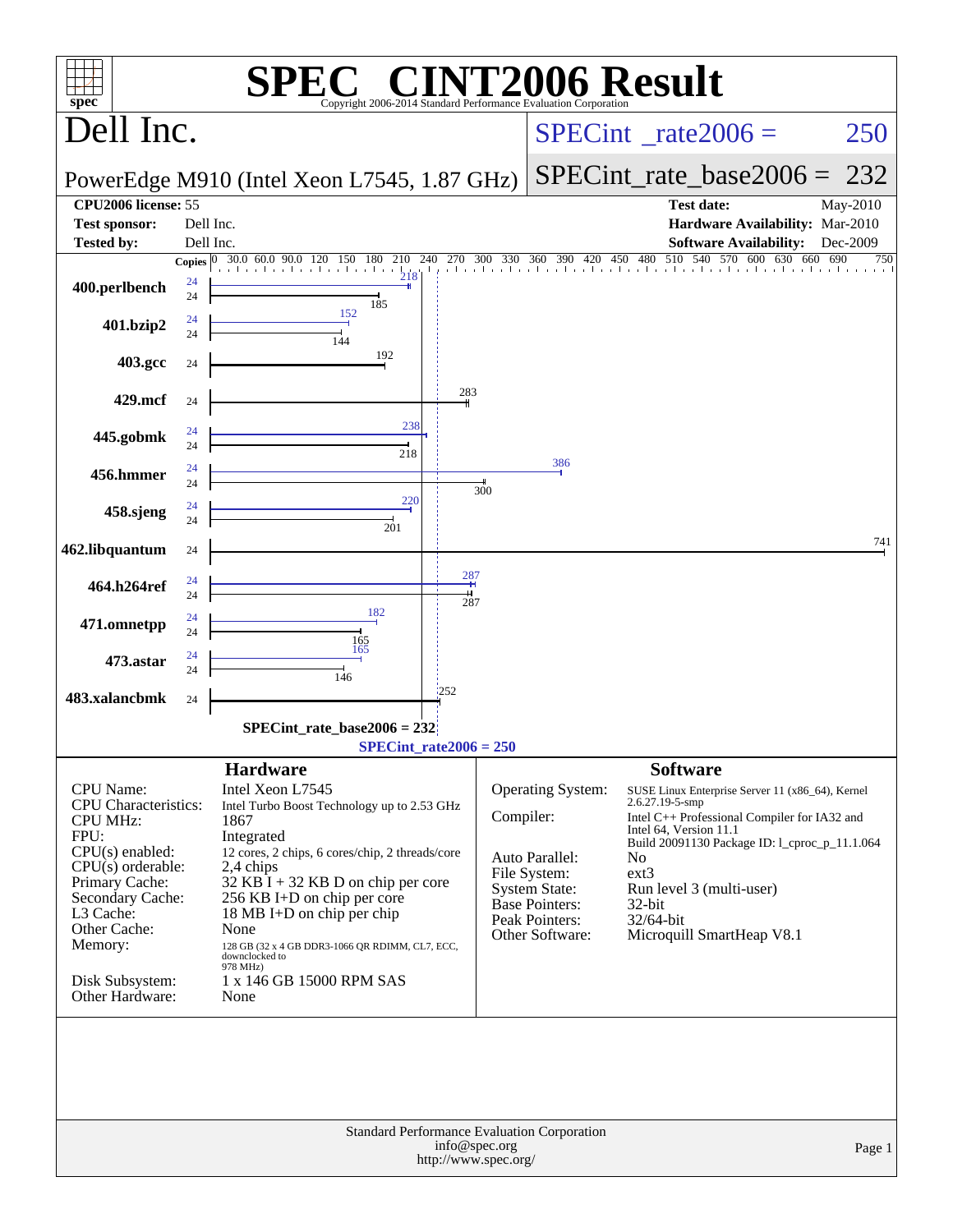# SPEC CINT2006 Result

Copyright 2006-2014 Standard Performance Evaluation Corporation

## Dell Inc.

PowerEdge M910 (Intel Xeon L7545, 1.87 GHz)

SPECint_rate2006 = 250

SPECint_rate_base2006 = 232

| | | | |
|---|---|---|---|
| **CPU2006 license:** | 55 | **Test date:** | May-2010 |
| **Test sponsor:** | Dell Inc. | **Hardware Availability:** | Mar-2010 |
| **Tested by:** | Dell Inc. | **Software Availability:** | Dec-2009 |

| Benchmark | Copies (peak) | Peak | Copies (base) | Base |
|---|---|---|---|---|
| 400.perlbench | 24 | 218 | 24 | 185 |
| 401.bzip2 | 24 | 152 | 24 | 144 |
| 403.gcc | | | 24 | 192 |
| 429.mcf | | | 24 | 283 |
| 445.gobmk | 24 | 238 | 24 | 218 |
| 456.hmmer | 24 | 386 | 24 | 300 |
| 458.sjeng | 24 | 220 | 24 | 201 |
| 462.libquantum | | | 24 | 741 |
| 464.h264ref | 24 | 287 | 24 | 287 |
| 471.omnetpp | 24 | 182 | 24 | 165 |
| 473.astar | 24 | 165 | 24 | 146 |
| 483.xalancbmk | | | 24 | 252 |

SPECint_rate_base2006 = 232

SPECint_rate2006 = 250

## Hardware

| | |
|---|---|
| CPU Name: | Intel Xeon L7545 |
| CPU Characteristics: | Intel Turbo Boost Technology up to 2.53 GHz |
| CPU MHz: | 1867 |
| FPU: | Integrated |
| CPU(s) enabled: | 12 cores, 2 chips, 6 cores/chip, 2 threads/core |
| CPU(s) orderable: | 2,4 chips |
| Primary Cache: | 32 KB I + 32 KB D on chip per core |
| Secondary Cache: | 256 KB I+D on chip per core |
| L3 Cache: | 18 MB I+D on chip per chip |
| Other Cache: | None |
| Memory: | 128 GB (32 x 4 GB DDR3-1066 QR RDIMM, CL7, ECC, downclocked to 978 MHz) |
| Disk Subsystem: | 1 x 146 GB 15000 RPM SAS |
| Other Hardware: | None |

## Software

| | |
|---|---|
| Operating System: | SUSE Linux Enterprise Server 11 (x86_64), Kernel 2.6.27.19-5-smp |
| Compiler: | Intel C++ Professional Compiler for IA32 and Intel 64, Version 11.1 Build 20091130 Package ID: l_cproc_p_11.1.064 |
| Auto Parallel: | No |
| File System: | ext3 |
| System State: | Run level 3 (multi-user) |
| Base Pointers: | 32-bit |
| Peak Pointers: | 32/64-bit |
| Other Software: | Microquill SmartHeap V8.1 |

Standard Performance Evaluation Corporation
info@spec.org
http://www.spec.org/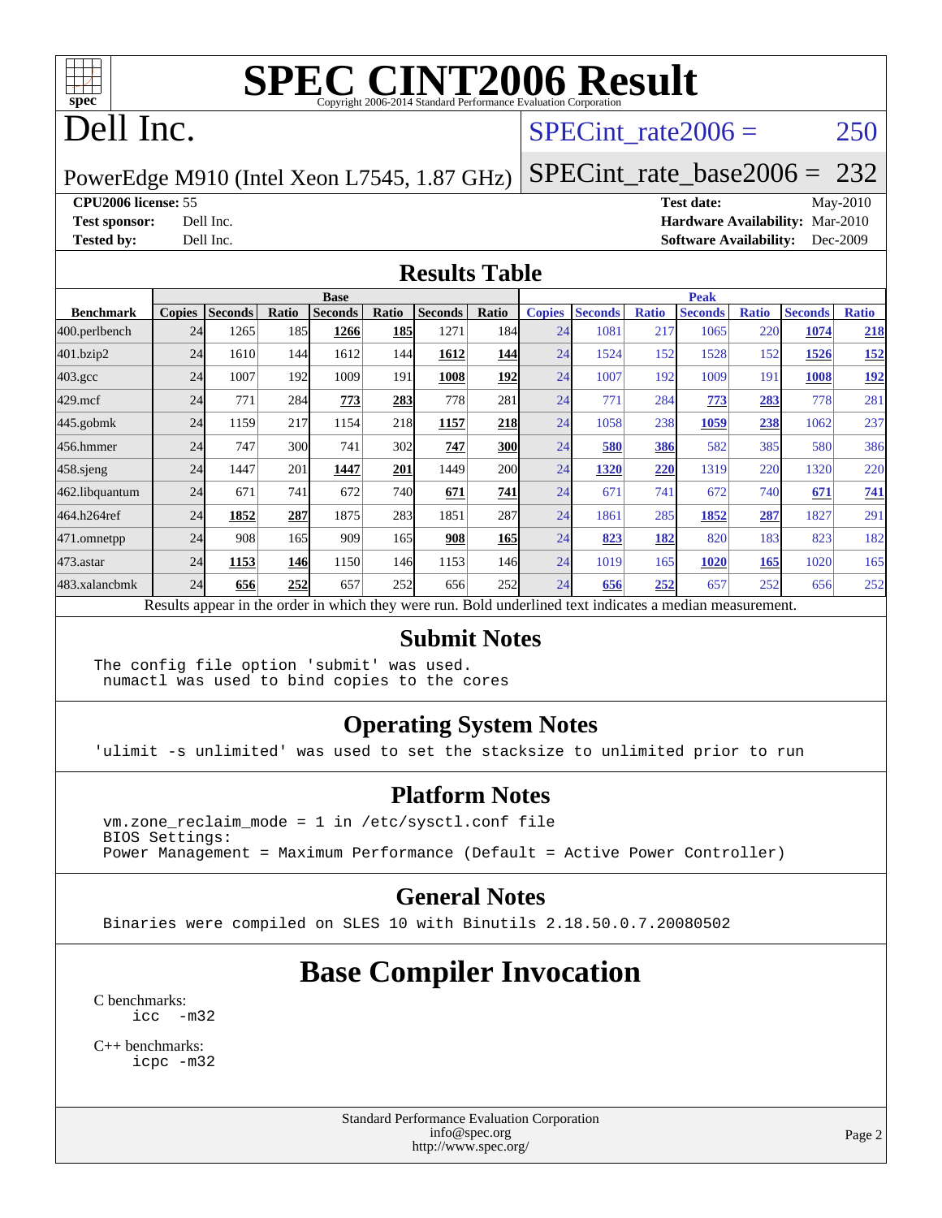# SPEC CINT2006 Result

Copyright 2006-2014 Standard Performance Evaluation Corporation

## Dell Inc.

PowerEdge M910 (Intel Xeon L7545, 1.87 GHz)

SPECint_rate2006 = 250

SPECint_rate_base2006 = 232

**CPU2006 license:** 55
**Test sponsor:** Dell Inc.
**Tested by:** Dell Inc.

**Test date:** May-2010
**Hardware Availability:** Mar-2010
**Software Availability:** Dec-2009

## Results Table

| Benchmark | Base | | | | | | | Peak | | | | | | |
|---|---|---|---|---|---|---|---|---|---|---|---|---|---|---|
| | Copies | Seconds | Ratio | Seconds | Ratio | Seconds | Ratio | Copies | Seconds | Ratio | Seconds | Ratio | Seconds | Ratio |
| 400.perlbench | 24 | 1265 | 185 | **1266** | **185** | 1271 | 184 | 24 | 1081 | 217 | 1065 | 220 | **1074** | **218** |
| 401.bzip2 | 24 | 1610 | 144 | 1612 | 144 | **1612** | **144** | 24 | 1524 | 152 | 1528 | 152 | **1526** | **152** |
| 403.gcc | 24 | 1007 | 192 | 1009 | 191 | **1008** | **192** | 24 | 1007 | 192 | 1009 | 191 | **1008** | **192** |
| 429.mcf | 24 | 771 | 284 | **773** | **283** | 778 | 281 | 24 | 771 | 284 | **773** | **283** | 778 | 281 |
| 445.gobmk | 24 | 1159 | 217 | 1154 | 218 | **1157** | **218** | 24 | 1058 | 238 | **1059** | **238** | 1062 | 237 |
| 456.hmmer | 24 | 747 | 300 | 741 | 302 | **747** | **300** | 24 | **580** | **386** | 582 | 385 | 580 | 386 |
| 458.sjeng | 24 | 1447 | 201 | **1447** | **201** | 1449 | 200 | 24 | **1320** | **220** | 1319 | 220 | 1320 | 220 |
| 462.libquantum | 24 | 671 | 741 | 672 | 740 | **671** | **741** | 24 | 671 | 741 | 672 | 740 | **671** | **741** |
| 464.h264ref | 24 | **1852** | **287** | 1875 | 283 | 1851 | 287 | 24 | 1861 | 285 | **1852** | **287** | 1827 | 291 |
| 471.omnetpp | 24 | 908 | 165 | 909 | 165 | **908** | **165** | 24 | **823** | **182** | 820 | 183 | 823 | 182 |
| 473.astar | 24 | **1153** | **146** | 1150 | 146 | 1153 | 146 | 24 | 1019 | 165 | **1020** | **165** | 1020 | 165 |
| 483.xalancbmk | 24 | **656** | **252** | 657 | 252 | 656 | 252 | 24 | **656** | **252** | 657 | 252 | 656 | 252 |

Results appear in the order in which they were run. Bold underlined text indicates a median measurement.

## Submit Notes

```
The config file option 'submit' was used.
 numactl was used to bind copies to the cores
```

## Operating System Notes

```
'ulimit -s unlimited' was used to set the stacksize to unlimited prior to run
```

## Platform Notes

```
vm.zone_reclaim_mode = 1 in /etc/sysctl.conf file
BIOS Settings:
Power Management = Maximum Performance (Default = Active Power Controller)
```

## General Notes

```
Binaries were compiled on SLES 10 with Binutils 2.18.50.0.7.20080502
```

## Base Compiler Invocation

C benchmarks:
```
icc  -m32
```

C++ benchmarks:
```
icpc -m32
```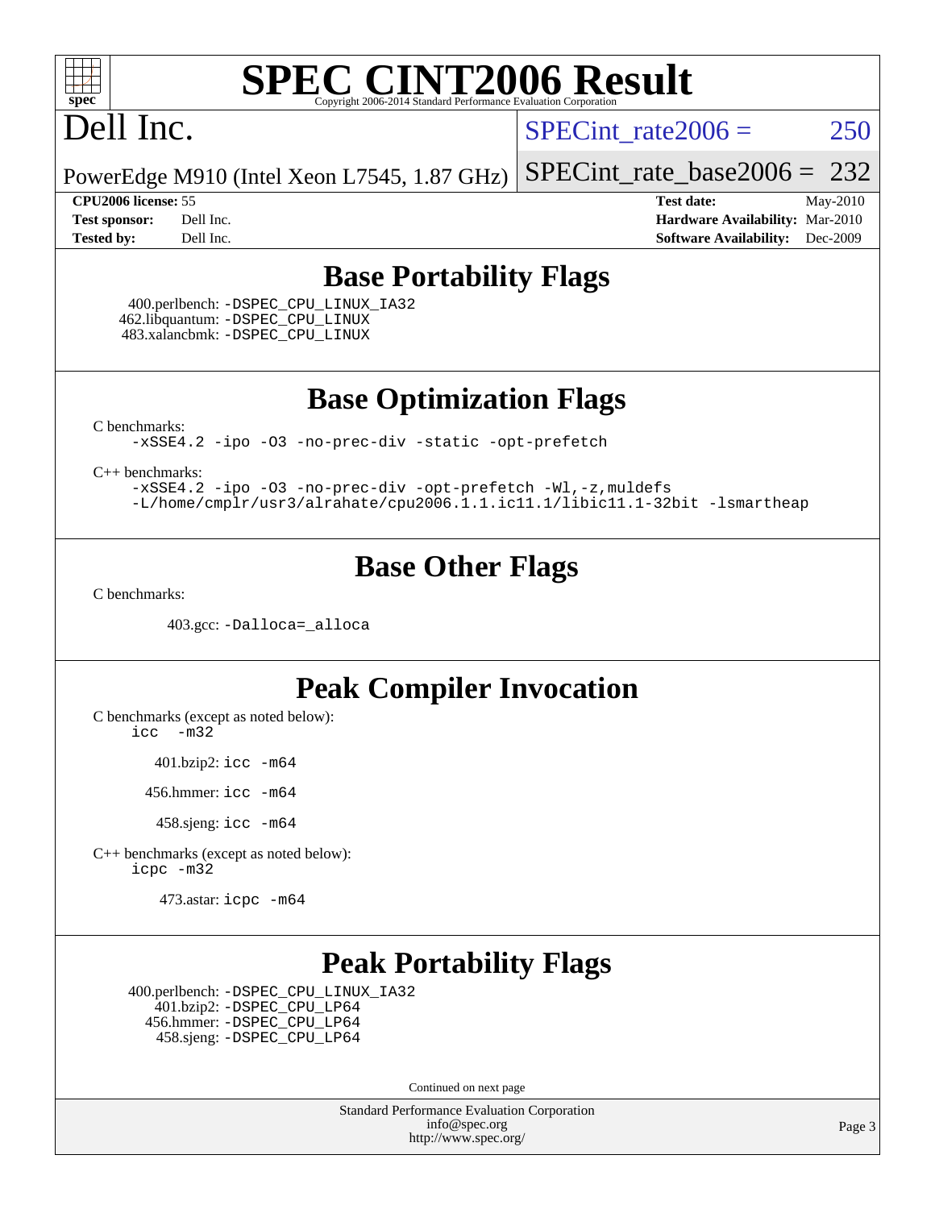Dell Inc.

PowerEdge M910 (Intel Xeon L7545, 1.87 GHz)

SPECint_rate2006 = 250

SPECint_rate_base2006 = 232

**CPU2006 license:** 55
**Test sponsor:** Dell Inc.
**Tested by:** Dell Inc.

**Test date:** May-2010
**Hardware Availability:** Mar-2010
**Software Availability:** Dec-2009

## Base Portability Flags

400.perlbench: -DSPEC_CPU_LINUX_IA32
462.libquantum: -DSPEC_CPU_LINUX
483.xalancbmk: -DSPEC_CPU_LINUX

## Base Optimization Flags

C benchmarks:
```
-xSSE4.2 -ipo -O3 -no-prec-div -static -opt-prefetch
```

C++ benchmarks:
```
-xSSE4.2 -ipo -O3 -no-prec-div -opt-prefetch -Wl,-z,muldefs
-L/home/cmplr/usr3/alrahate/cpu2006.1.1.ic11.1/libic11.1-32bit -lsmartheap
```

## Base Other Flags

C benchmarks:

403.gcc: -Dalloca=_alloca

## Peak Compiler Invocation

C benchmarks (except as noted below):
icc -m32

401.bzip2: icc -m64

456.hmmer: icc -m64

458.sjeng: icc -m64

C++ benchmarks (except as noted below):
icpc -m32

473.astar: icpc -m64

## Peak Portability Flags

400.perlbench: -DSPEC_CPU_LINUX_IA32
401.bzip2: -DSPEC_CPU_LP64
456.hmmer: -DSPEC_CPU_LP64
458.sjeng: -DSPEC_CPU_LP64

Continued on next page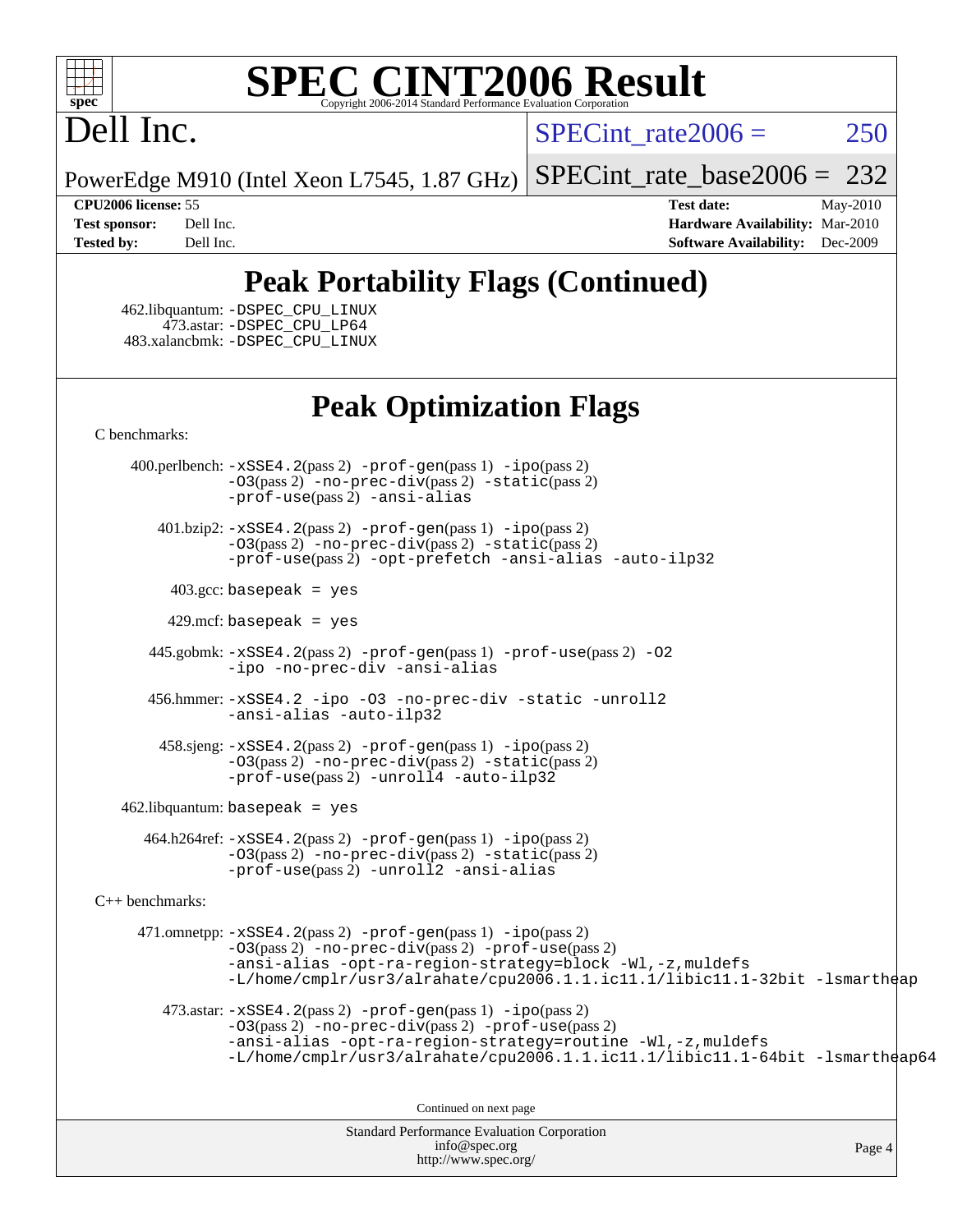# SPEC CINT2006 Result

Copyright 2006-2014 Standard Performance Evaluation Corporation

## Dell Inc.

PowerEdge M910 (Intel Xeon L7545, 1.87 GHz)

SPECint_rate2006 = 250

SPECint_rate_base2006 = 232

**CPU2006 license:** 55
**Test sponsor:** Dell Inc.
**Tested by:** Dell Inc.

**Test date:** May-2010
**Hardware Availability:** Mar-2010
**Software Availability:** Dec-2009

## Peak Portability Flags (Continued)

462.libquantum: -DSPEC_CPU_LINUX
473.astar: -DSPEC_CPU_LP64
483.xalancbmk: -DSPEC_CPU_LINUX

## Peak Optimization Flags

C benchmarks:

400.perlbench: -xSSE4.2(pass 2) -prof-gen(pass 1) -ipo(pass 2) -O3(pass 2) -no-prec-div(pass 2) -static(pass 2) -prof-use(pass 2) -ansi-alias

401.bzip2: -xSSE4.2(pass 2) -prof-gen(pass 1) -ipo(pass 2) -O3(pass 2) -no-prec-div(pass 2) -static(pass 2) -prof-use(pass 2) -opt-prefetch -ansi-alias -auto-ilp32

403.gcc: basepeak = yes

429.mcf: basepeak = yes

445.gobmk: -xSSE4.2(pass 2) -prof-gen(pass 1) -prof-use(pass 2) -O2 -ipo -no-prec-div -ansi-alias

456.hmmer: -xSSE4.2 -ipo -O3 -no-prec-div -static -unroll2 -ansi-alias -auto-ilp32

458.sjeng: -xSSE4.2(pass 2) -prof-gen(pass 1) -ipo(pass 2) -O3(pass 2) -no-prec-div(pass 2) -static(pass 2) -prof-use(pass 2) -unroll4 -auto-ilp32

462.libquantum: basepeak = yes

464.h264ref: -xSSE4.2(pass 2) -prof-gen(pass 1) -ipo(pass 2) -O3(pass 2) -no-prec-div(pass 2) -static(pass 2) -prof-use(pass 2) -unroll2 -ansi-alias

C++ benchmarks:

471.omnetpp: -xSSE4.2(pass 2) -prof-gen(pass 1) -ipo(pass 2) -O3(pass 2) -no-prec-div(pass 2) -prof-use(pass 2) -ansi-alias -opt-ra-region-strategy=block -Wl,-z,muldefs -L/home/cmplr/usr3/alrahate/cpu2006.1.1.ic11.1/libic11.1-32bit -lsmartheap

473.astar: -xSSE4.2(pass 2) -prof-gen(pass 1) -ipo(pass 2) -O3(pass 2) -no-prec-div(pass 2) -prof-use(pass 2) -ansi-alias -opt-ra-region-strategy=routine -Wl,-z,muldefs -L/home/cmplr/usr3/alrahate/cpu2006.1.1.ic11.1/libic11.1-64bit -lsmartheap64

Continued on next page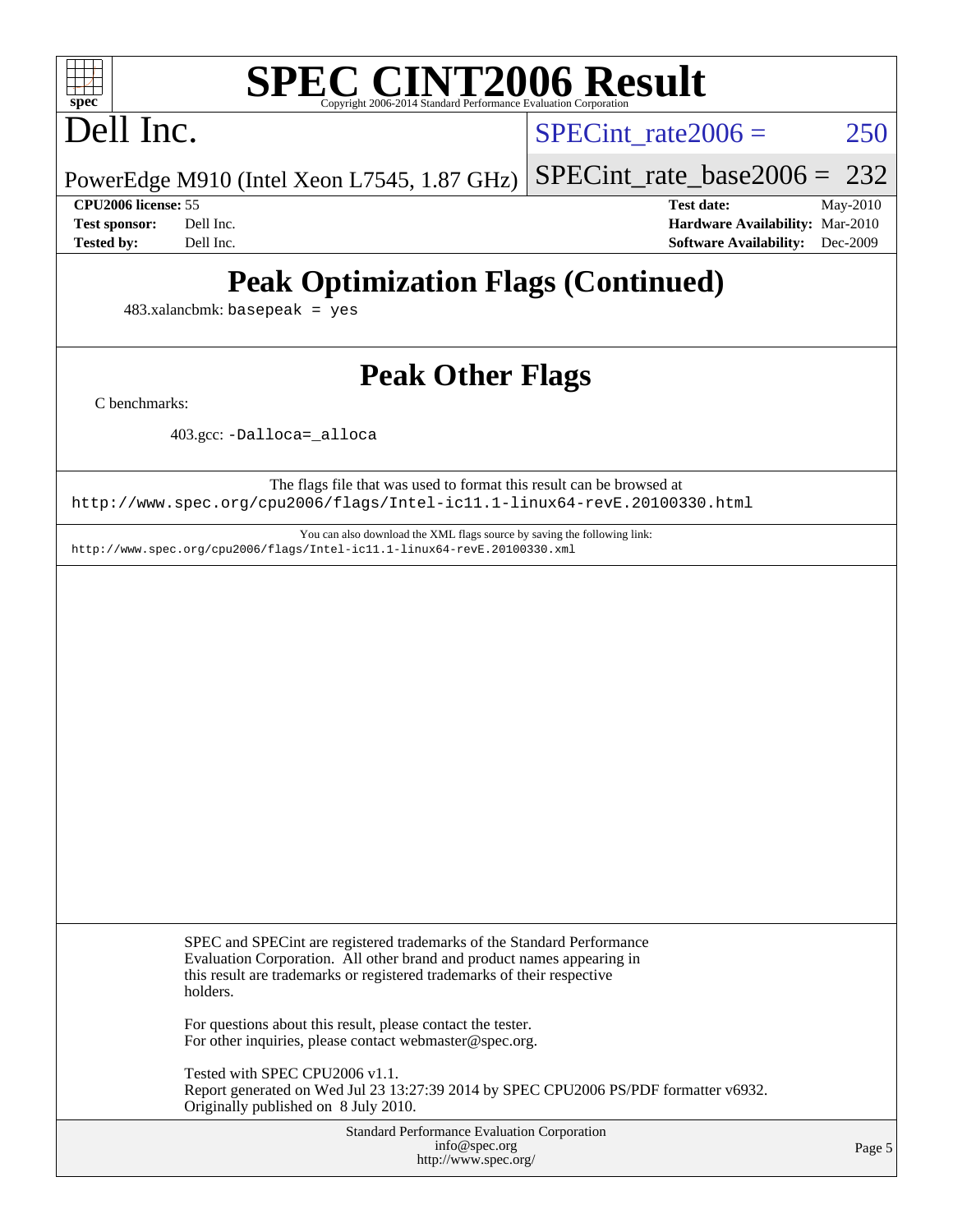# Peak Optimization Flags (Continued)

483.xalancbmk: basepeak = yes

# Peak Other Flags

C benchmarks:

403.gcc: -Dalloca=_alloca

The flags file that was used to format this result can be browsed at
http://www.spec.org/cpu2006/flags/Intel-ic11.1-linux64-revE.20100330.html

You can also download the XML flags source by saving the following link:
http://www.spec.org/cpu2006/flags/Intel-ic11.1-linux64-revE.20100330.xml

SPEC and SPECint are registered trademarks of the Standard Performance Evaluation Corporation. All other brand and product names appearing in this result are trademarks or registered trademarks of their respective holders.

For questions about this result, please contact the tester.
For other inquiries, please contact webmaster@spec.org.

Tested with SPEC CPU2006 v1.1.
Report generated on Wed Jul 23 13:27:39 2014 by SPEC CPU2006 PS/PDF formatter v6932.
Originally published on 8 July 2010.